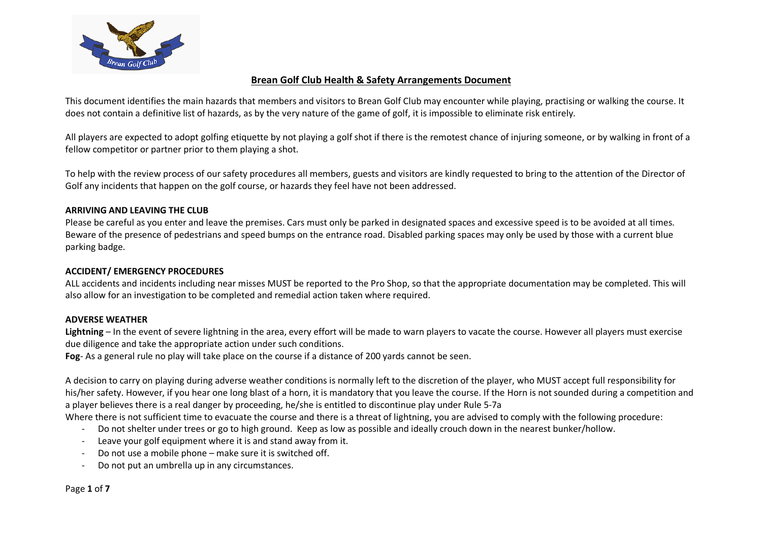# Brean Golf Club Health & Safety Arrangements Document

This document identifies the main hazards that members and visitors to Brean Golf Club may encounter while playing, practising or walking the course. It does not contain a definitive list of hazards, as by the very nature of the game of golf, it is impossible to eliminate risk entirely.

All players are expected to adopt golfing etiquette by not playing a golf shot if there is the remotest chance of injuring someone, or by walking in front of a fellow competitor or partner prior to them playing a shot.

To help with the review process of our safety procedures all members, guests and visitors are kindly requested to bring to the attention of the Director of Golf any incidents that happen on the golf course, or hazards they feel have not been addressed.

## ARRIVING AND LEAVING THE CLUB

Please be careful as you enter and leave the premises. Cars must only be parked in designated spaces and excessive speed is to be avoided at all times. Beware of the presence of pedestrians and speed bumps on the entrance road. Disabled parking spaces may only be used by those with a current blue parking badge.

## ACCIDENT/ EMERGENCY PROCEDURES

ALL accidents and incidents including near misses MUST be reported to the Pro Shop, so that the appropriate documentation may be completed. This will also allow for an investigation to be completed and remedial action taken where required.

## ADVERSE WEATHER

**Lightning** – In the event of severe lightning in the area, every effort will be made to warn players to vacate the course. However all players must exercise due diligence and take the appropriate action under such conditions.

**Fog**- As a general rule no play will take place on the course if a distance of 200 yards cannot be seen.

A decision to carry on playing during adverse weather conditions is normally left to the discretion of the player, who MUST accept full responsibility for his/her safety. However, if you hear one long blast of a horn, it is mandatory that you leave the course. If the Horn is not sounded during a competition and a player believes there is a real danger by proceeding, he/she is entitled to discontinue play under Rule 5-7a

Where there is not sufficient time to evacuate the course and there is a threat of lightning, you are advised to comply with the following procedure:

- Do not shelter under trees or go to high ground. Keep as low as possible and ideally crouch down in the nearest bunker/hollow.
- Leave your golf equipment where it is and stand away from it.
- Do not use a mobile phone – make sure it is switched off.
- Do not put an umbrella up in any circumstances.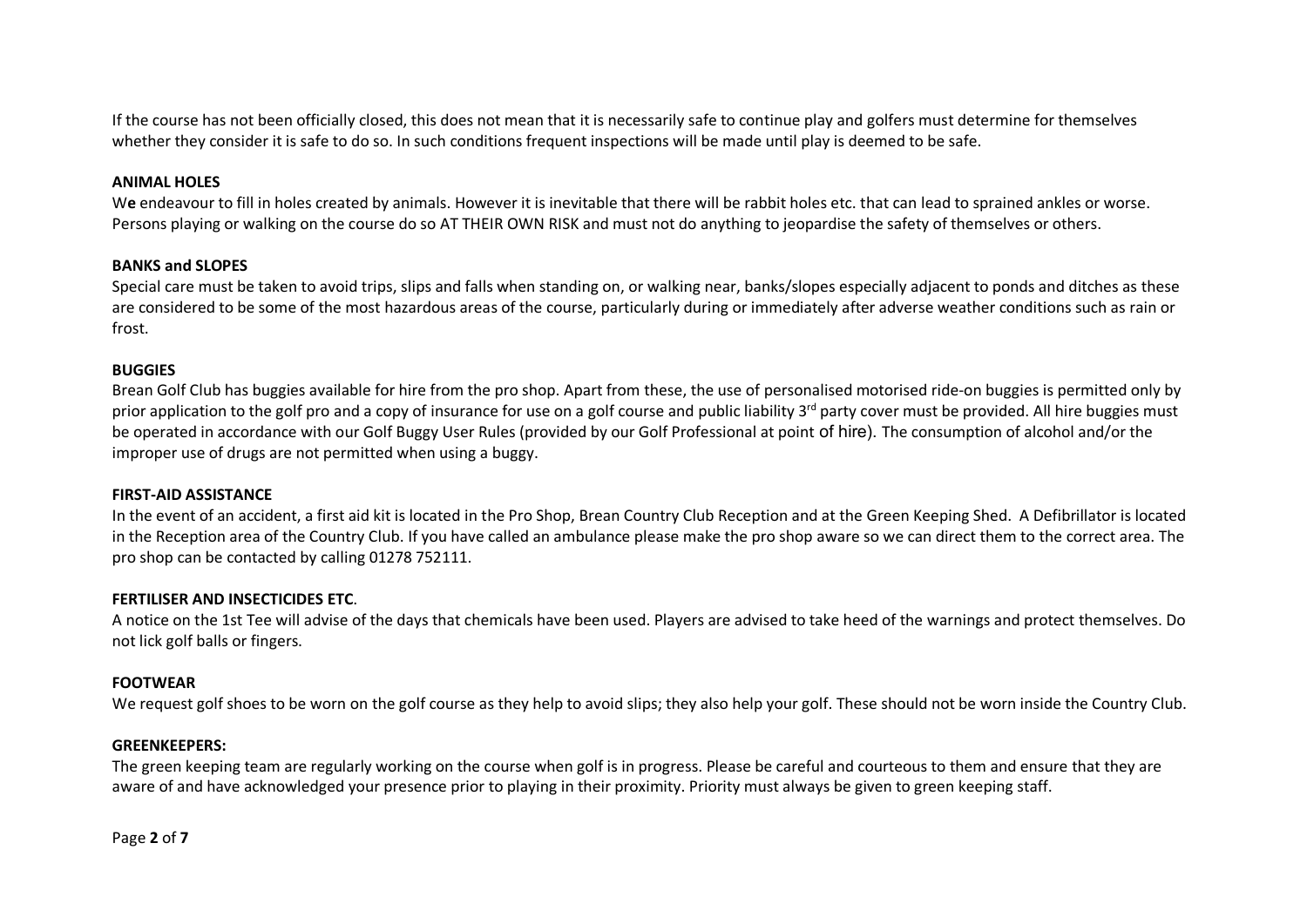If the course has not been officially closed, this does not mean that it is necessarily safe to continue play and golfers must determine for themselves whether they consider it is safe to do so. In such conditions frequent inspections will be made until play is deemed to be safe.

**ANIMAL HOLES**

We endeavour to fill in holes created by animals. However it is inevitable that there will be rabbit holes etc. that can lead to sprained ankles or worse. Persons playing or walking on the course do so AT THEIR OWN RISK and must not do anything to jeopardise the safety of themselves or others.

**BANKS and SLOPES**

Special care must be taken to avoid trips, slips and falls when standing on, or walking near, banks/slopes especially adjacent to ponds and ditches as these are considered to be some of the most hazardous areas of the course, particularly during or immediately after adverse weather conditions such as rain or frost.

**BUGGIES**

Brean Golf Club has buggies available for hire from the pro shop. Apart from these, the use of personalised motorised ride-on buggies is permitted only by prior application to the golf pro and a copy of insurance for use on a golf course and public liability 3rd party cover must be provided. All hire buggies must be operated in accordance with our Golf Buggy User Rules (provided by our Golf Professional at point of hire). The consumption of alcohol and/or the improper use of drugs are not permitted when using a buggy.

**FIRST-AID ASSISTANCE**

In the event of an accident, a first aid kit is located in the Pro Shop, Brean Country Club Reception and at the Green Keeping Shed. A Defibrillator is located in the Reception area of the Country Club. If you have called an ambulance please make the pro shop aware so we can direct them to the correct area. The pro shop can be contacted by calling 01278 752111.

**FERTILISER AND INSECTICIDES ETC**.

A notice on the 1st Tee will advise of the days that chemicals have been used. Players are advised to take heed of the warnings and protect themselves. Do not lick golf balls or fingers.

**FOOTWEAR**

We request golf shoes to be worn on the golf course as they help to avoid slips; they also help your golf. These should not be worn inside the Country Club.

**GREENKEEPERS:**

The green keeping team are regularly working on the course when golf is in progress. Please be careful and courteous to them and ensure that they are aware of and have acknowledged your presence prior to playing in their proximity. Priority must always be given to green keeping staff.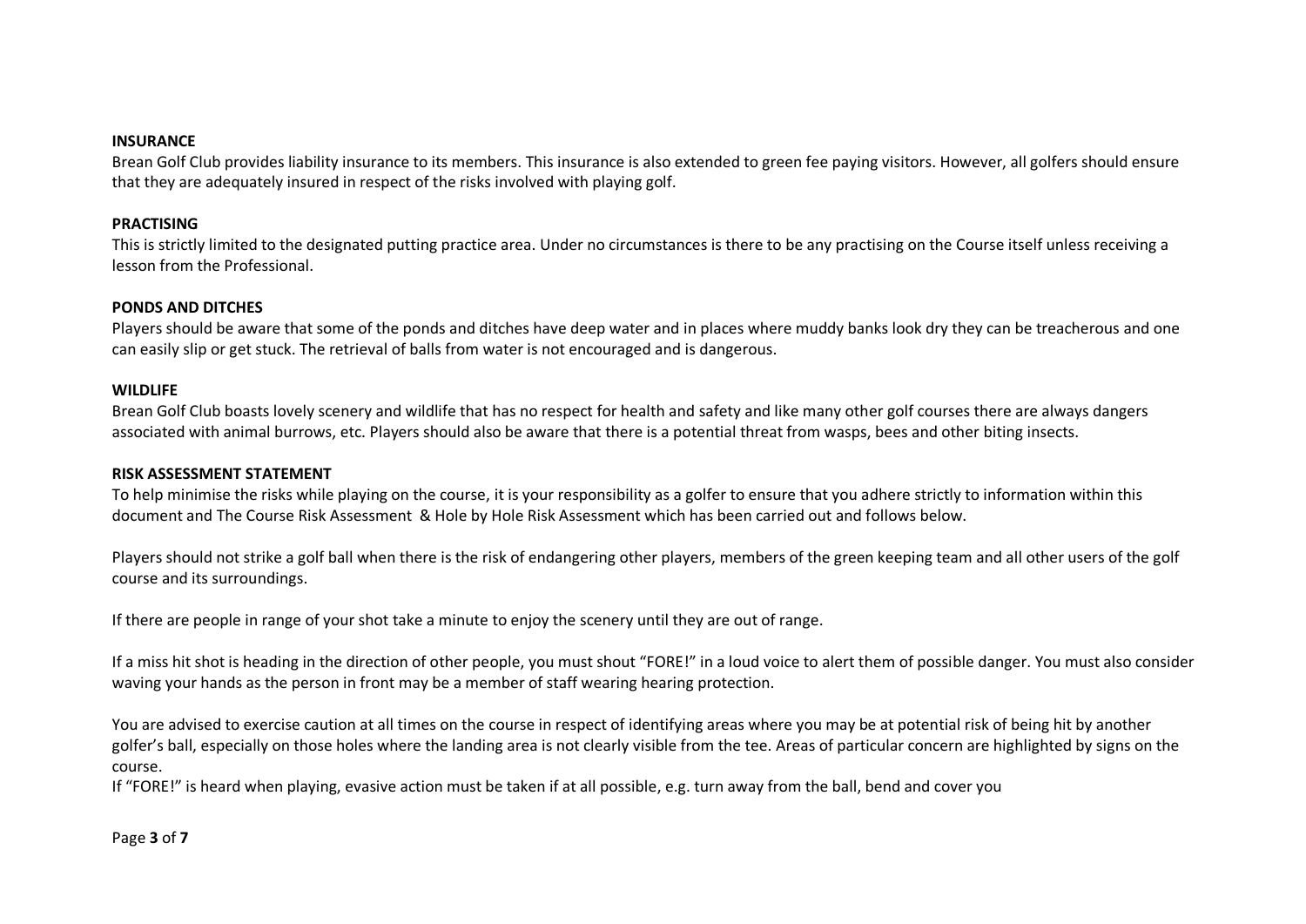**INSURANCE**

Brean Golf Club provides liability insurance to its members. This insurance is also extended to green fee paying visitors. However, all golfers should ensure that they are adequately insured in respect of the risks involved with playing golf.

**PRACTISING**

This is strictly limited to the designated putting practice area. Under no circumstances is there to be any practising on the Course itself unless receiving a lesson from the Professional.

**PONDS AND DITCHES**

Players should be aware that some of the ponds and ditches have deep water and in places where muddy banks look dry they can be treacherous and one can easily slip or get stuck. The retrieval of balls from water is not encouraged and is dangerous.

**WILDLIFE**

Brean Golf Club boasts lovely scenery and wildlife that has no respect for health and safety and like many other golf courses there are always dangers associated with animal burrows, etc. Players should also be aware that there is a potential threat from wasps, bees and other biting insects.

**RISK ASSESSMENT STATEMENT**

To help minimise the risks while playing on the course, it is your responsibility as a golfer to ensure that you adhere strictly to information within this document and The Course Risk Assessment & Hole by Hole Risk Assessment which has been carried out and follows below.

Players should not strike a golf ball when there is the risk of endangering other players, members of the green keeping team and all other users of the golf course and its surroundings.

If there are people in range of your shot take a minute to enjoy the scenery until they are out of range.

If a miss hit shot is heading in the direction of other people, you must shout "FORE!" in a loud voice to alert them of possible danger. You must also consider waving your hands as the person in front may be a member of staff wearing hearing protection.

You are advised to exercise caution at all times on the course in respect of identifying areas where you may be at potential risk of being hit by another golfer's ball, especially on those holes where the landing area is not clearly visible from the tee. Areas of particular concern are highlighted by signs on the course.

If "FORE!" is heard when playing, evasive action must be taken if at all possible, e.g. turn away from the ball, bend and cover you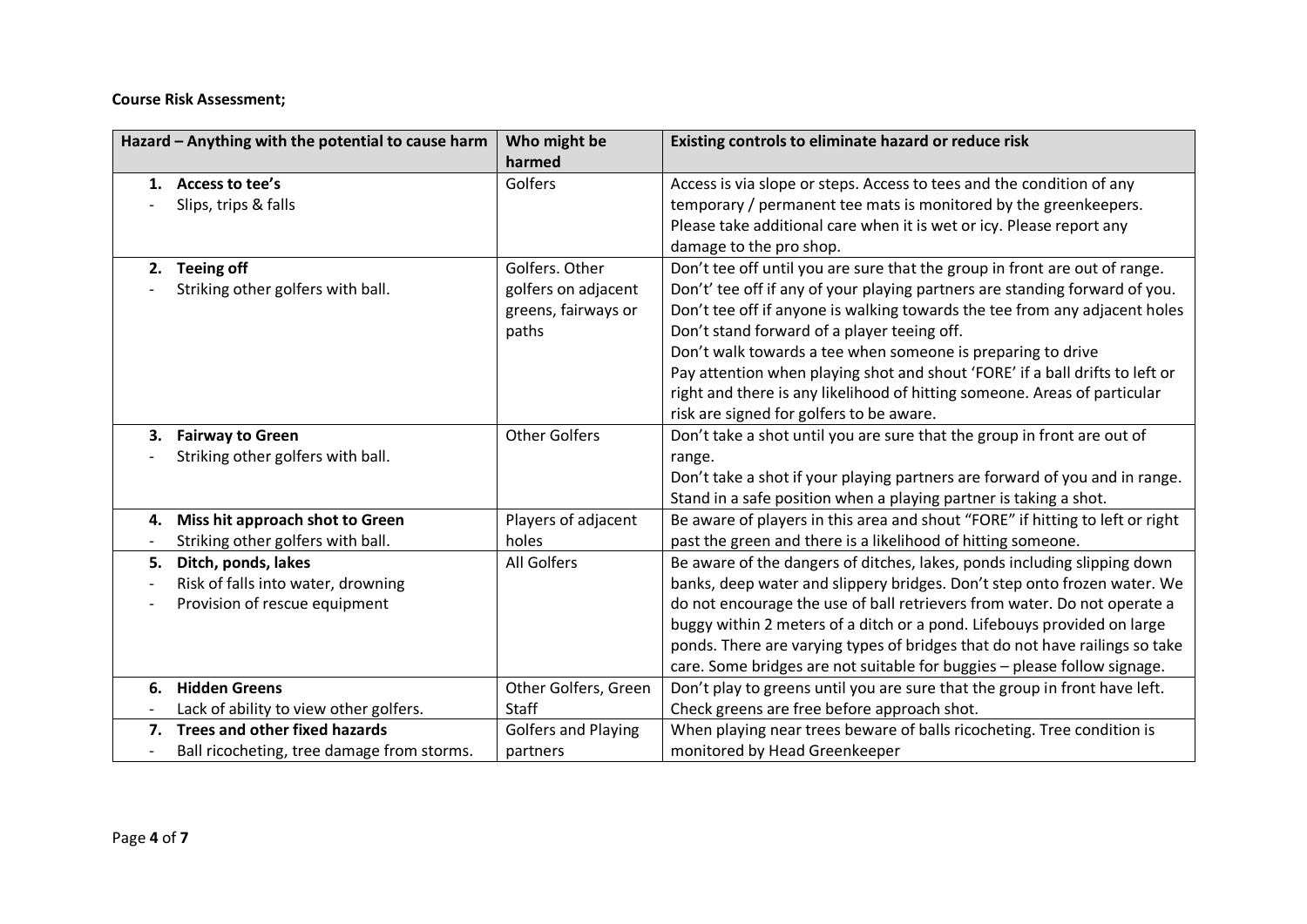**Course Risk Assessment;**

| Hazard – Anything with the potential to cause harm | Who might be harmed | Existing controls to eliminate hazard or reduce risk |
|---|---|---|
| **1. Access to tee's**<br>- Slips, trips & falls | Golfers | Access is via slope or steps. Access to tees and the condition of any temporary / permanent tee mats is monitored by the greenkeepers. Please take additional care when it is wet or icy. Please report any damage to the pro shop. |
| **2. Teeing off**<br>- Striking other golfers with ball. | Golfers. Other golfers on adjacent greens, fairways or paths | Don't tee off until you are sure that the group in front are out of range.<br>Don't' tee off if any of your playing partners are standing forward of you.<br>Don't tee off if anyone is walking towards the tee from any adjacent holes<br>Don't stand forward of a player teeing off.<br>Don't walk towards a tee when someone is preparing to drive<br>Pay attention when playing shot and shout 'FORE' if a ball drifts to left or right and there is any likelihood of hitting someone. Areas of particular risk are signed for golfers to be aware. |
| **3. Fairway to Green**<br>- Striking other golfers with ball. | Other Golfers | Don't take a shot until you are sure that the group in front are out of range.<br>Don't take a shot if your playing partners are forward of you and in range.<br>Stand in a safe position when a playing partner is taking a shot. |
| **4. Miss hit approach shot to Green**<br>- Striking other golfers with ball. | Players of adjacent holes | Be aware of players in this area and shout "FORE" if hitting to left or right past the green and there is a likelihood of hitting someone. |
| **5. Ditch, ponds, lakes**<br>- Risk of falls into water, drowning<br>- Provision of rescue equipment | All Golfers | Be aware of the dangers of ditches, lakes, ponds including slipping down banks, deep water and slippery bridges. Don't step onto frozen water. We do not encourage the use of ball retrievers from water. Do not operate a buggy within 2 meters of a ditch or a pond. Lifebouys provided on large ponds. There are varying types of bridges that do not have railings so take care. Some bridges are not suitable for buggies – please follow signage. |
| **6. Hidden Greens**<br>- Lack of ability to view other golfers. | Other Golfers, Green Staff | Don't play to greens until you are sure that the group in front have left.<br>Check greens are free before approach shot. |
| **7. Trees and other fixed hazards**<br>- Ball ricocheting, tree damage from storms. | Golfers and Playing partners | When playing near trees beware of balls ricocheting. Tree condition is monitored by Head Greenkeeper |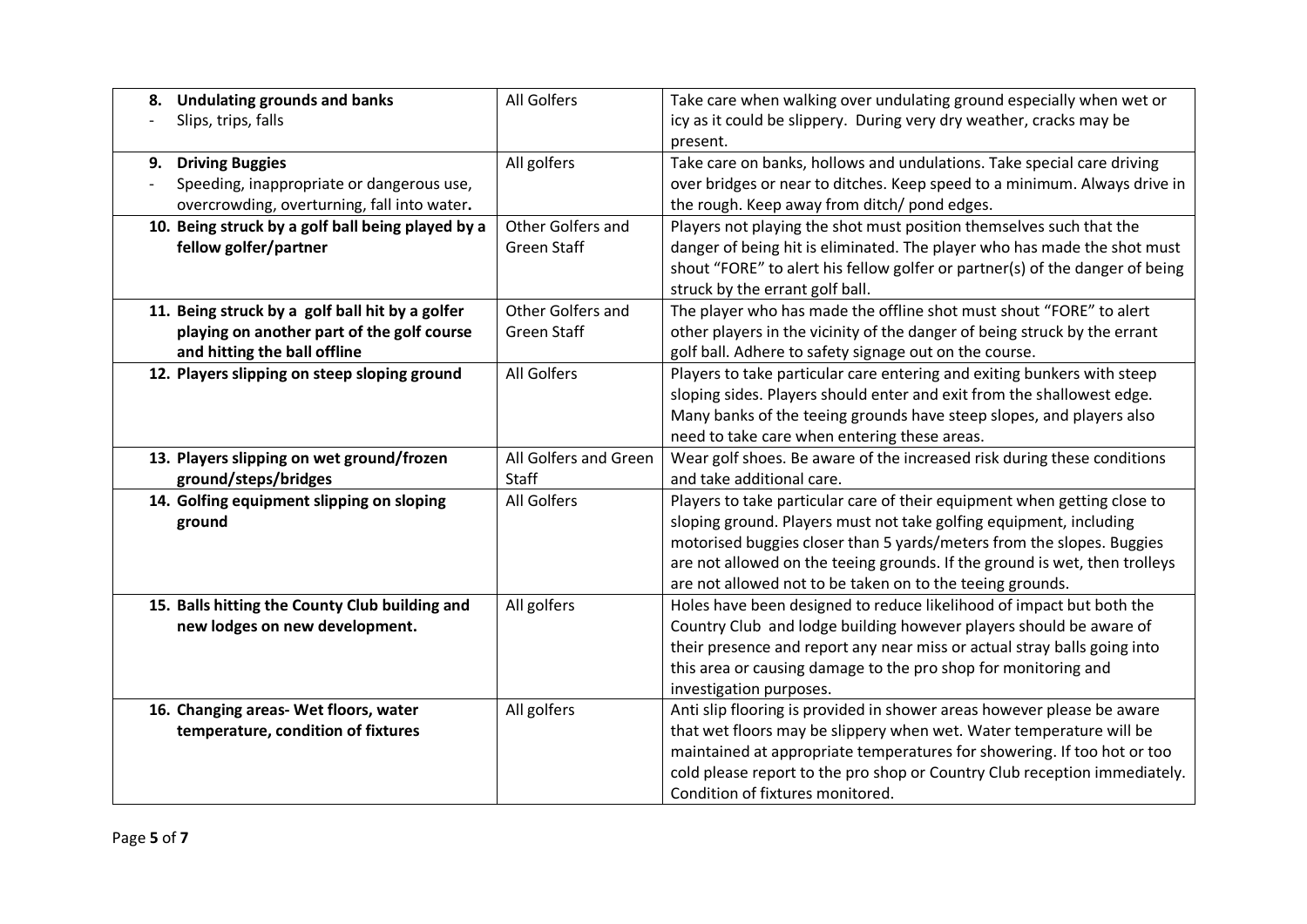| | | |
|---|---|---|
| **8. Undulating grounds and banks**<br>- Slips, trips, falls | All Golfers | Take care when walking over undulating ground especially when wet or icy as it could be slippery. During very dry weather, cracks may be present. |
| **9. Driving Buggies**<br>- Speeding, inappropriate or dangerous use, overcrowding, overturning, fall into water**.** | All golfers | Take care on banks, hollows and undulations. Take special care driving over bridges or near to ditches. Keep speed to a minimum. Always drive in the rough. Keep away from ditch/ pond edges. |
| **10. Being struck by a golf ball being played by a fellow golfer/partner** | Other Golfers and Green Staff | Players not playing the shot must position themselves such that the danger of being hit is eliminated. The player who has made the shot must shout "FORE" to alert his fellow golfer or partner(s) of the danger of being struck by the errant golf ball. |
| **11. Being struck by a golf ball hit by a golfer playing on another part of the golf course and hitting the ball offline** | Other Golfers and Green Staff | The player who has made the offline shot must shout "FORE" to alert other players in the vicinity of the danger of being struck by the errant golf ball. Adhere to safety signage out on the course. |
| **12. Players slipping on steep sloping ground** | All Golfers | Players to take particular care entering and exiting bunkers with steep sloping sides. Players should enter and exit from the shallowest edge. Many banks of the teeing grounds have steep slopes, and players also need to take care when entering these areas. |
| **13. Players slipping on wet ground/frozen ground/steps/bridges** | All Golfers and Green Staff | Wear golf shoes. Be aware of the increased risk during these conditions and take additional care. |
| **14. Golfing equipment slipping on sloping ground** | All Golfers | Players to take particular care of their equipment when getting close to sloping ground. Players must not take golfing equipment, including motorised buggies closer than 5 yards/meters from the slopes. Buggies are not allowed on the teeing grounds. If the ground is wet, then trolleys are not allowed not to be taken on to the teeing grounds. |
| **15. Balls hitting the County Club building and new lodges on new development.** | All golfers | Holes have been designed to reduce likelihood of impact but both the Country Club and lodge building however players should be aware of their presence and report any near miss or actual stray balls going into this area or causing damage to the pro shop for monitoring and investigation purposes. |
| **16. Changing areas- Wet floors, water temperature, condition of fixtures** | All golfers | Anti slip flooring is provided in shower areas however please be aware that wet floors may be slippery when wet. Water temperature will be maintained at appropriate temperatures for showering. If too hot or too cold please report to the pro shop or Country Club reception immediately. Condition of fixtures monitored. |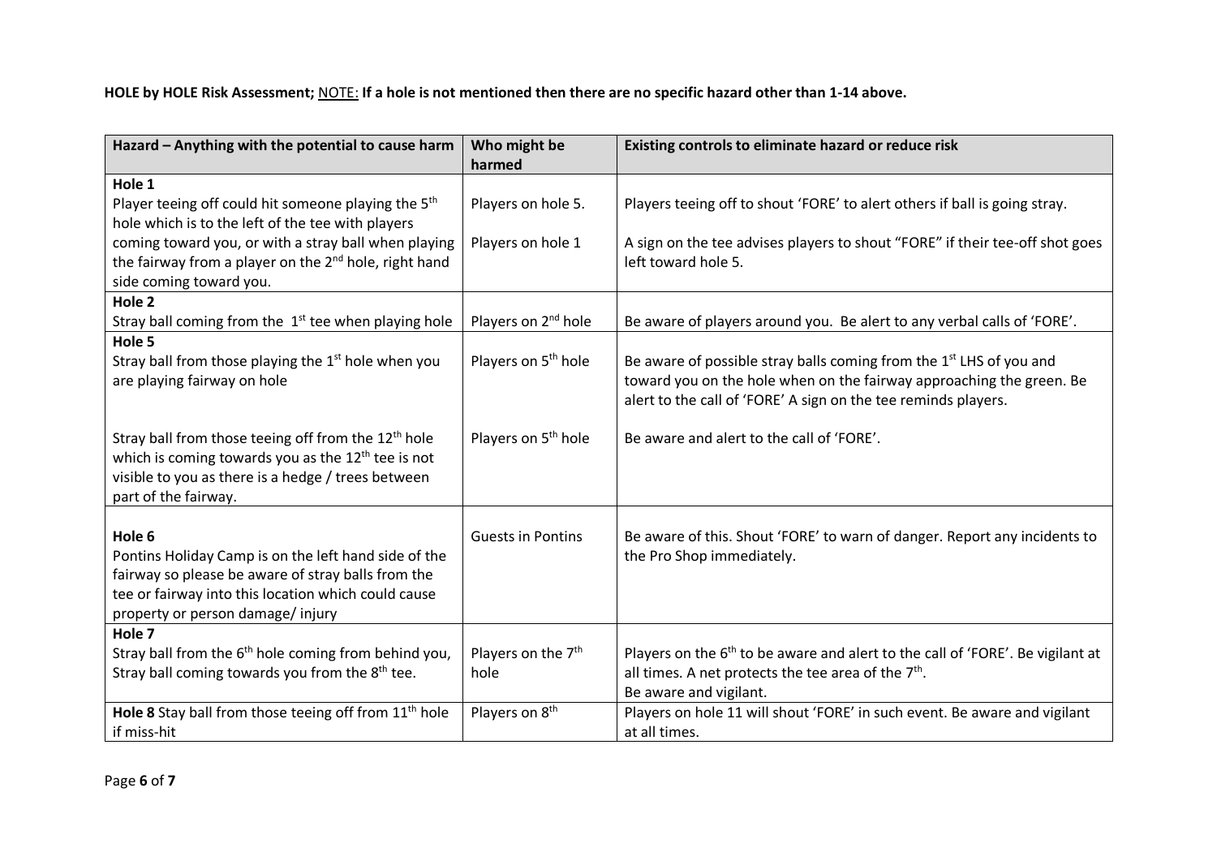**HOLE by HOLE Risk Assessment;** NOTE: **If a hole is not mentioned then there are no specific hazard other than 1-14 above.**

| Hazard – Anything with the potential to cause harm | Who might be harmed | Existing controls to eliminate hazard or reduce risk |
|---|---|---|
| **Hole 1**<br>Player teeing off could hit someone playing the 5th hole which is to the left of the tee with players coming toward you, or with a stray ball when playing the fairway from a player on the 2nd hole, right hand side coming toward you. | Players on hole 5.<br><br>Players on hole 1 | Players teeing off to shout 'FORE' to alert others if ball is going stray.<br><br>A sign on the tee advises players to shout "FORE" if their tee-off shot goes left toward hole 5. |
| **Hole 2**<br>Stray ball coming from the 1st tee when playing hole | Players on 2nd hole | Be aware of players around you. Be alert to any verbal calls of 'FORE'. |
| **Hole 5**<br>Stray ball from those playing the 1st hole when you are playing fairway on hole<br><br>Stray ball from those teeing off from the 12th hole which is coming towards you as the 12th tee is not visible to you as there is a hedge / trees between part of the fairway. | Players on 5th hole<br><br>Players on 5th hole | Be aware of possible stray balls coming from the 1st LHS of you and toward you on the hole when on the fairway approaching the green. Be alert to the call of 'FORE' A sign on the tee reminds players.<br><br>Be aware and alert to the call of 'FORE'. |
| **Hole 6**<br>Pontins Holiday Camp is on the left hand side of the fairway so please be aware of stray balls from the tee or fairway into this location which could cause property or person damage/ injury | Guests in Pontins | Be aware of this. Shout 'FORE' to warn of danger. Report any incidents to the Pro Shop immediately. |
| **Hole 7**<br>Stray ball from the 6th hole coming from behind you, Stray ball coming towards you from the 8th tee. | Players on the 7th hole | Players on the 6th to be aware and alert to the call of 'FORE'. Be vigilant at all times. A net protects the tee area of the 7th.<br>Be aware and vigilant. |
| **Hole 8** Stay ball from those teeing off from 11th hole if miss-hit | Players on 8th | Players on hole 11 will shout 'FORE' in such event. Be aware and vigilant at all times. |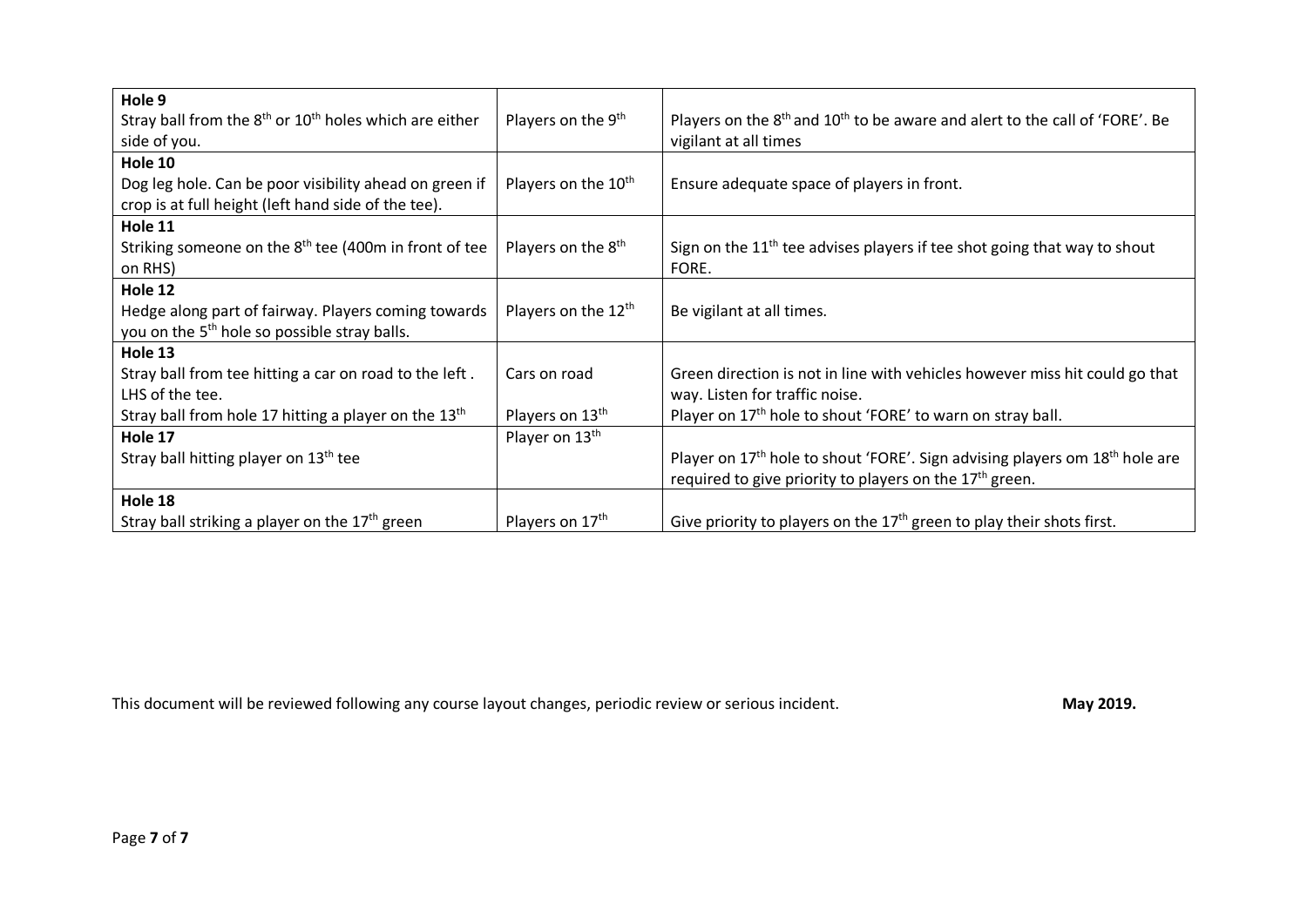| | | |
|---|---|---|
| **Hole 9**<br>Stray ball from the 8th or 10th holes which are either side of you. | Players on the 9th | Players on the 8th and 10th to be aware and alert to the call of 'FORE'. Be vigilant at all times |
| **Hole 10**<br>Dog leg hole. Can be poor visibility ahead on green if crop is at full height (left hand side of the tee). | Players on the 10th | Ensure adequate space of players in front. |
| **Hole 11**<br>Striking someone on the 8th tee (400m in front of tee on RHS) | Players on the 8th | Sign on the 11th tee advises players if tee shot going that way to shout FORE. |
| **Hole 12**<br>Hedge along part of fairway. Players coming towards you on the 5th hole so possible stray balls. | Players on the 12th | Be vigilant at all times. |
| **Hole 13**<br>Stray ball from tee hitting a car on road to the left . LHS of the tee.<br>Stray ball from hole 17 hitting a player on the 13th | Cars on road<br><br>Players on 13th | Green direction is not in line with vehicles however miss hit could go that way. Listen for traffic noise.<br>Player on 17th hole to shout 'FORE' to warn on stray ball. |
| **Hole 17**<br>Stray ball hitting player on 13th tee | Player on 13th | Player on 17th hole to shout 'FORE'. Sign advising players om 18th hole are required to give priority to players on the 17th green. |
| **Hole 18**<br>Stray ball striking a player on the 17th green | Players on 17th | Give priority to players on the 17th green to play their shots first. |

This document will be reviewed following any course layout changes, periodic review or serious incident. **May 2019.**